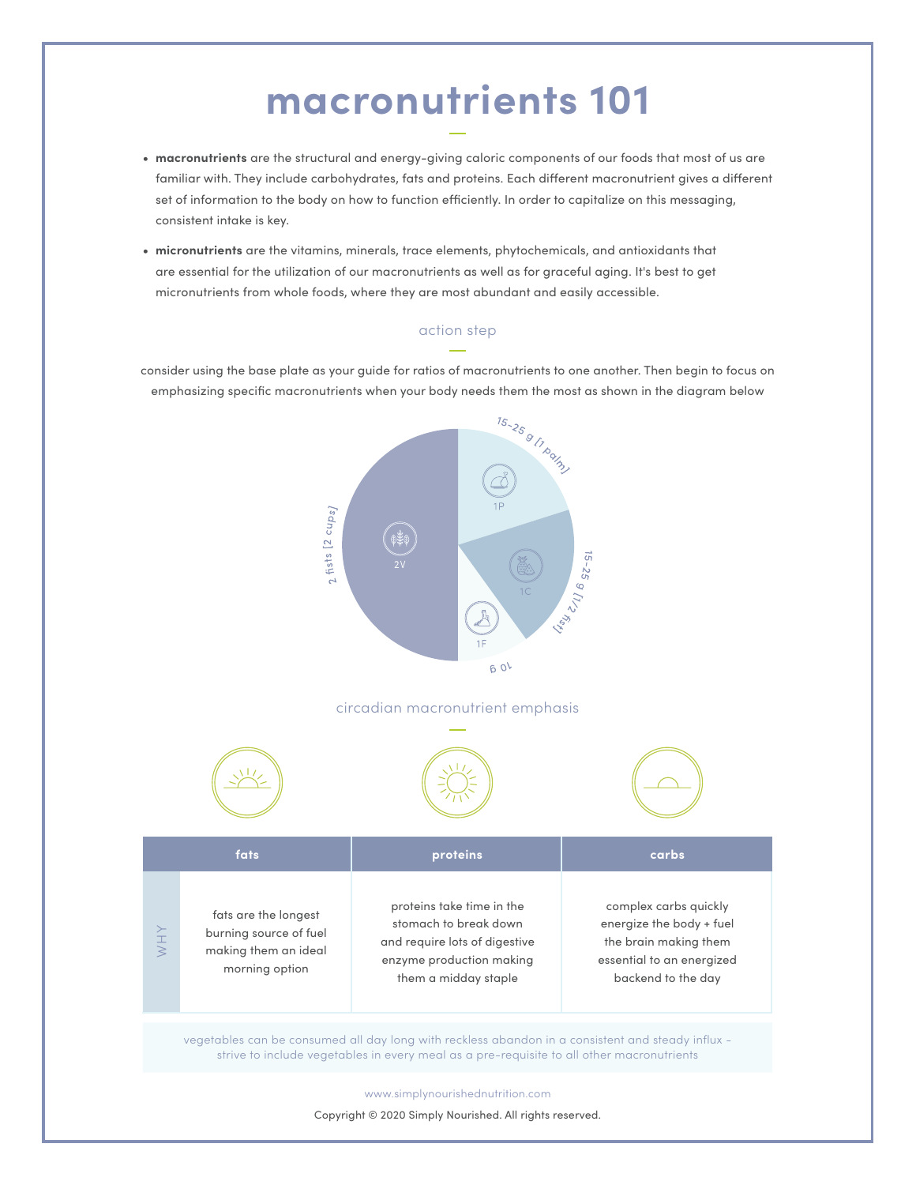# macronutrients 101

- **macronutrients** are the structural and energy-giving caloric components of our foods that most of us are familiar with. They include carbohydrates, fats and proteins. Each different macronutrient gives a different set of information to the body on how to function efficiently. In order to capitalize on this messaging, consistent intake is key.
- **micronutrients** are the vitamins, minerals, trace elements, phytochemicals, and antioxidants that are essential for the utilization of our macronutrients as well as for graceful aging. It's best to get micronutrients from whole foods, where they are most abundant and easily accessible.

## action step

consider using the base plate as your guide for ratios of macronutrients to one another. Then begin to focus on emphasizing specific macronutrients when your body needs them the most as shown in the diagram below

2 fists [2 cups]
2V

15-25 g [1 palm]
1P

15-25 g [1/2 fist]
1C

10 g
1F

## circadian macronutrient emphasis

| | fats | proteins | carbs |
|---|---|---|---|
| WHY | fats are the longest burning source of fuel making them an ideal morning option | proteins take time in the stomach to break down and require lots of digestive enzyme production making them a midday staple | complex carbs quickly energize the body + fuel the brain making them essential to an energized backend to the day |

vegetables can be consumed all day long with reckless abandon in a consistent and steady influx - strive to include vegetables in every meal as a pre-requisite to all other macronutrients

www.simplynourishednutrition.com

Copyright © 2020 Simply Nourished. All rights reserved.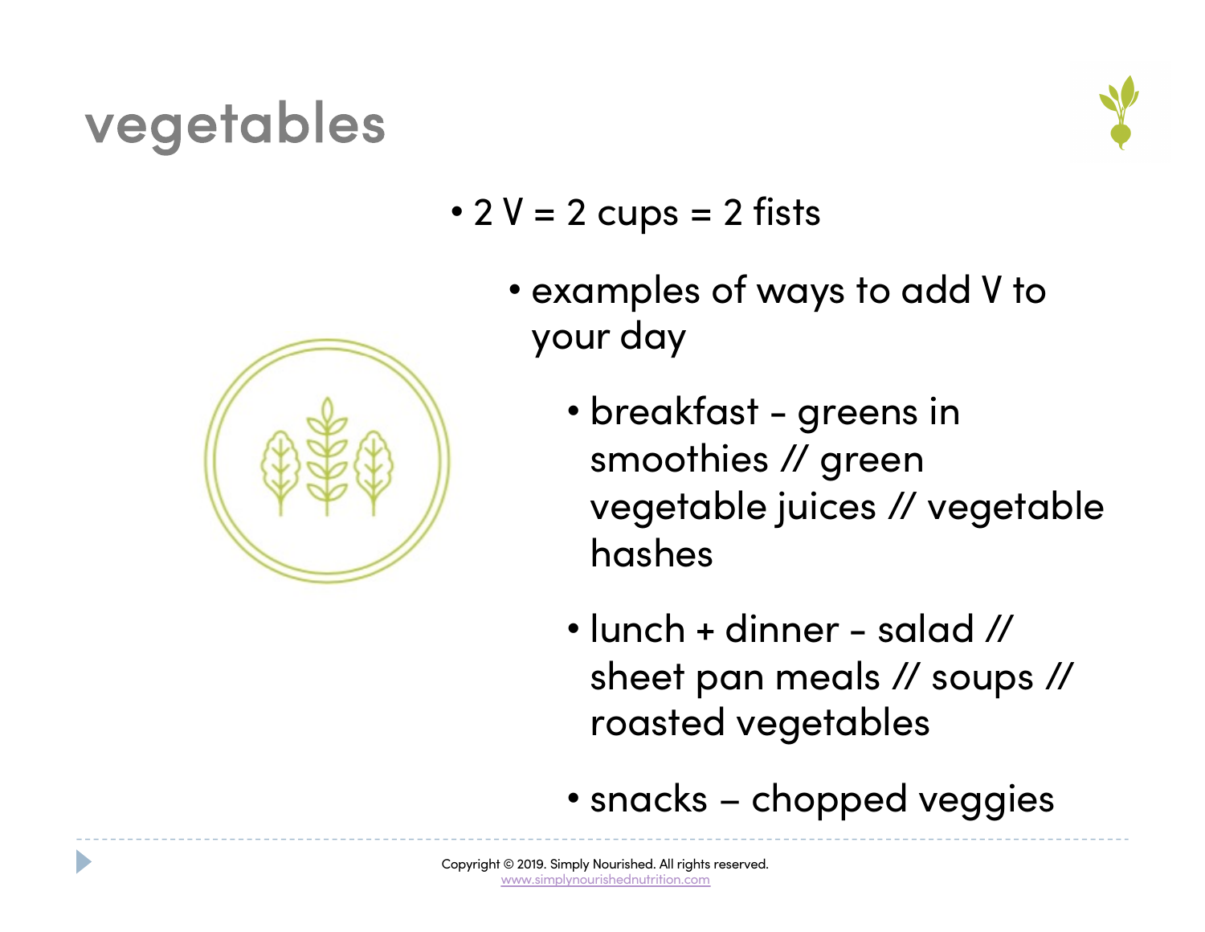# vegetables

- 2 V = 2 cups = 2 fists
  - examples of ways to add V to your day
    - breakfast - greens in smoothies // green vegetable juices // vegetable hashes
    - lunch + dinner - salad // sheet pan meals // soups // roasted vegetables
    - snacks – chopped veggies

Copyright © 2019. Simply Nourished. All rights reserved.
www.simplynourishednutrition.com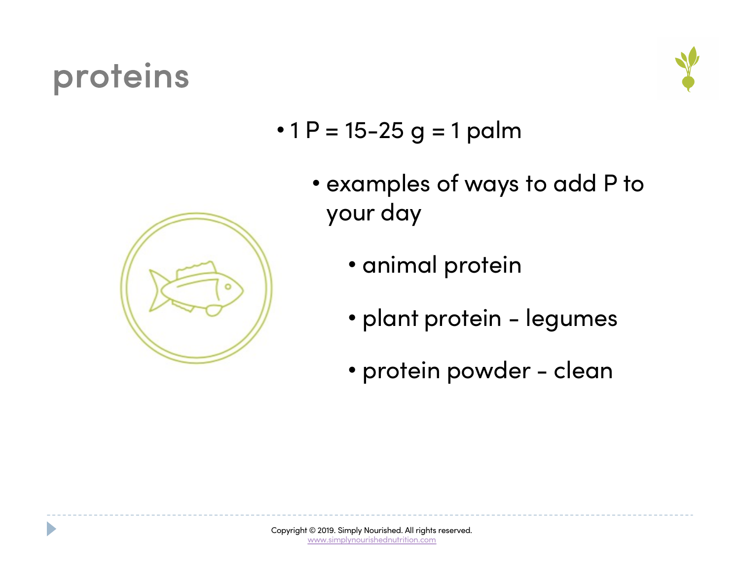# proteins

- 1 P = 15-25 g = 1 palm
  - examples of ways to add P to your day
    - animal protein
    - plant protein - legumes
    - protein powder - clean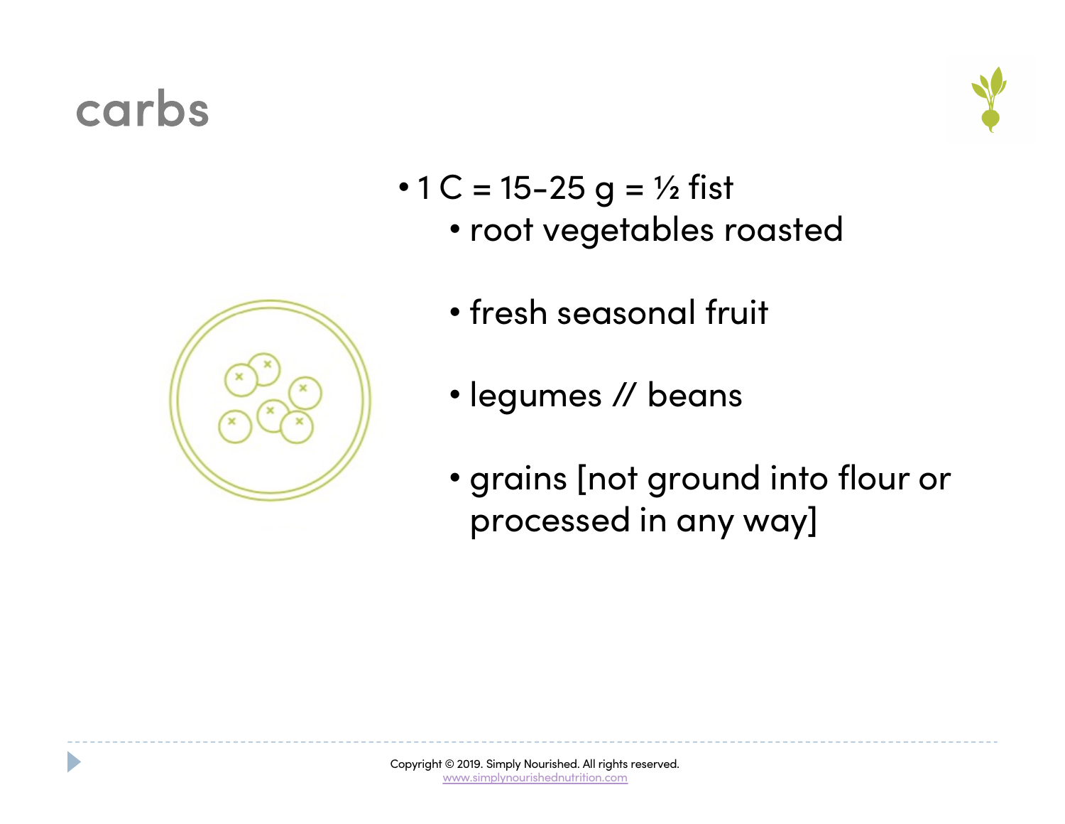# carbs

- 1 C = 15-25 g = ½ fist
    - root vegetables roasted
    - fresh seasonal fruit
    - legumes // beans
    - grains [not ground into flour or processed in any way]

Copyright © 2019. Simply Nourished. All rights reserved.
www.simplynourishednutrition.com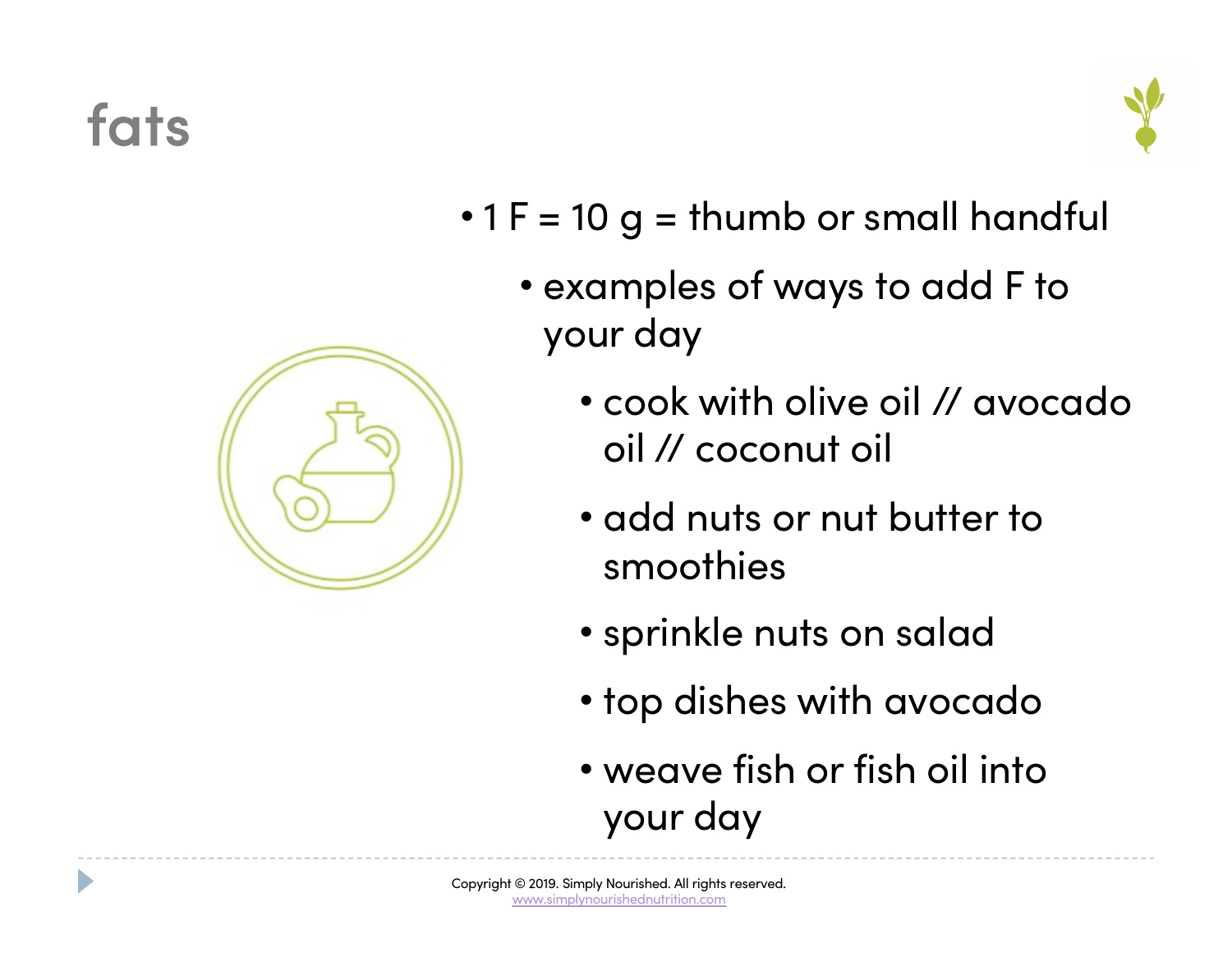# fats

- 1 F = 10 g = thumb or small handful
  - examples of ways to add F to your day
    - cook with olive oil // avocado oil // coconut oil
    - add nuts or nut butter to smoothies
    - sprinkle nuts on salad
    - top dishes with avocado
    - weave fish or fish oil into your day

Copyright © 2019. Simply Nourished. All rights reserved.
www.simplynourishednutrition.com